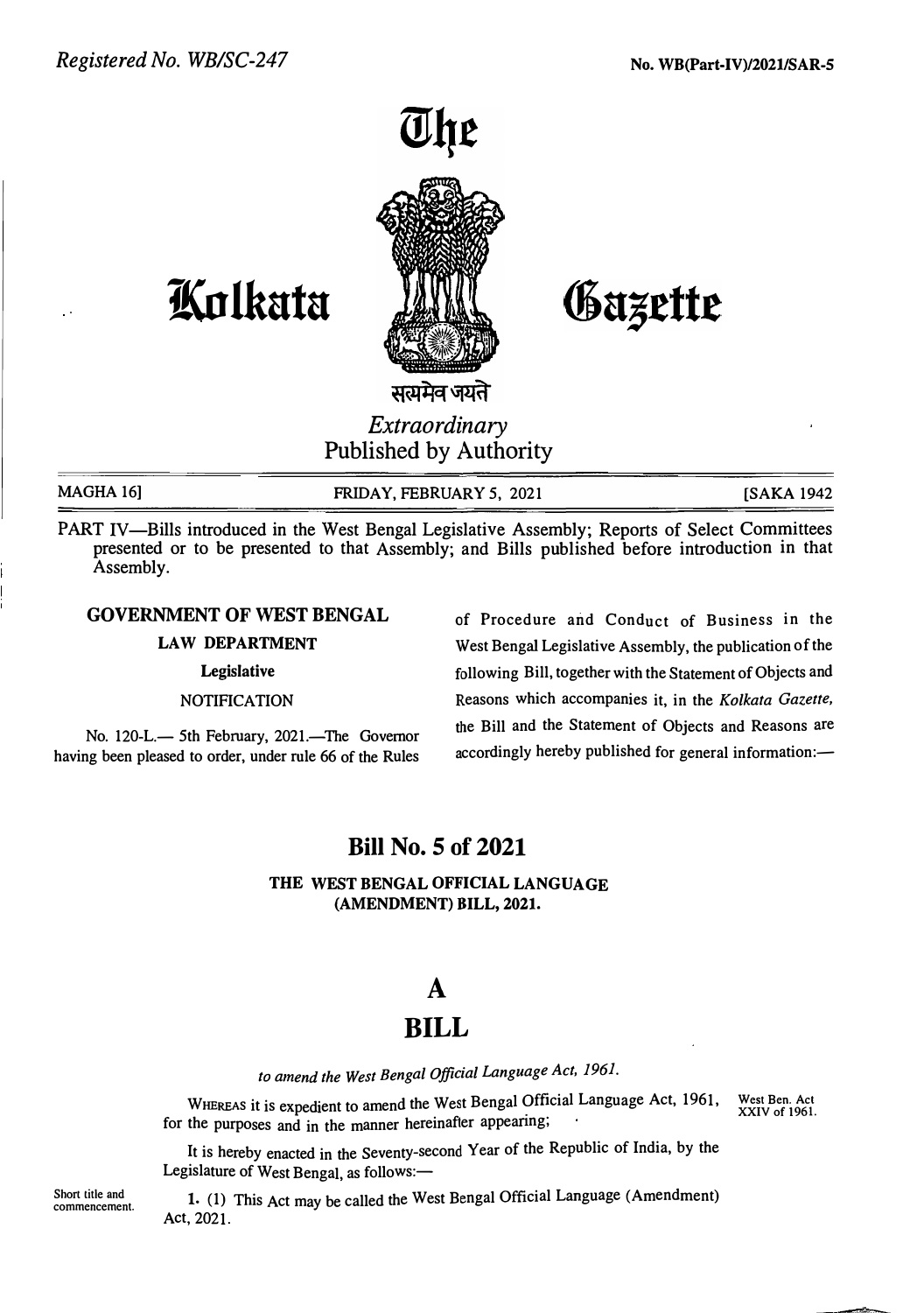*Registered No. WB/SC-247*

**No. WB(Part-IV)/2021/SAR-5**

# The Kolkata Gazette

सत्यमेव जयते

*Extraordinary*

Published by Authority

MAGHA 16] FRIDAY, FEBRUARY 5, 2021 [SAKA 1942

PART IV—Bills introduced in the West Bengal Legislative Assembly; Reports of Select Committees presented or to be presented to that Assembly; and Bills published before introduction in that Assembly.

**GOVERNMENT OF WEST BENGAL**

**LAW DEPARTMENT**

**Legislative**

NOTIFICATION

No. 120-L.— 5th February, 2021.—The Governor having been pleased to order, under rule 66 of the Rules of Procedure and Conduct of Business in the West Bengal Legislative Assembly, the publication of the following Bill, together with the Statement of Objects and Reasons which accompanies it, in the *Kolkata Gazette*, the Bill and the Statement of Objects and Reasons are accordingly hereby published for general information:—

## Bill No. 5 of 2021

### THE WEST BENGAL OFFICIAL LANGUAGE (AMENDMENT) BILL, 2021.

## A

## BILL

*to amend the West Bengal Official Language Act, 1961.*

WHEREAS it is expedient to amend the West Bengal Official Language Act, 1961, for the purposes and in the manner hereinafter appearing;

West Ben. Act XXIV of 1961.

It is hereby enacted in the Seventy-second Year of the Republic of India, by the Legislature of West Bengal, as follows:—

Short title and commencement.

**1.** (1) This Act may be called the West Bengal Official Language (Amendment) Act, 2021.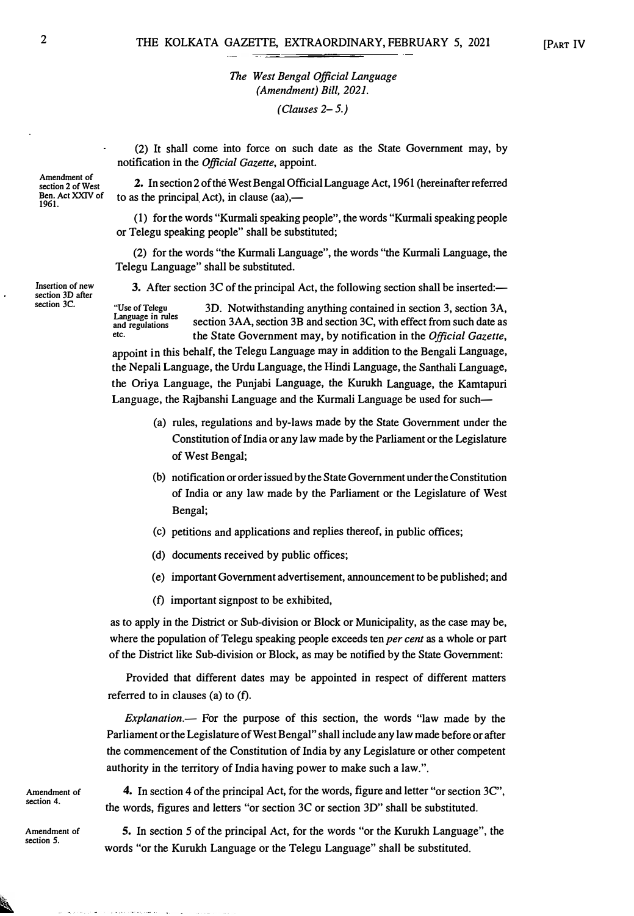*The West Bengal Official Language (Amendment) Bill, 2021.*

*(Clauses 2– 5.)*

(2) It shall come into force on such date as the State Government may, by notification in the *Official Gazette*, appoint.

Amendment of section 2 of West Ben. Act XXIV of 1961.

**2.** In section 2 of the West Bengal Official Language Act, 1961 (hereinafter referred to as the principal Act), in clause (aa),—

(1) for the words "Kurmali speaking people", the words "Kurmali speaking people or Telegu speaking people" shall be substituted;

(2) for the words "the Kurmali Language", the words "the Kurmali Language, the Telegu Language" shall be substituted.

Insertion of new section 3D after section 3C.

**3.** After section 3C of the principal Act, the following section shall be inserted:—

"Use of Telegu Language in rules and regulations etc.

3D. Notwithstanding anything contained in section 3, section 3A, section 3AA, section 3B and section 3C, with effect from such date as the State Government may, by notification in the *Official Gazette*, appoint in this behalf, the Telegu Language may in addition to the Bengali Language, the Nepali Language, the Urdu Language, the Hindi Language, the Santhali Language, the Oriya Language, the Punjabi Language, the Kurukh Language, the Kamtapuri Language, the Rajbanshi Language and the Kurmali Language be used for such—

(a) rules, regulations and by-laws made by the State Government under the Constitution of India or any law made by the Parliament or the Legislature of West Bengal;

(b) notification or order issued by the State Government under the Constitution of India or any law made by the Parliament or the Legislature of West Bengal;

(c) petitions and applications and replies thereof, in public offices;

(d) documents received by public offices;

(e) important Government advertisement, announcement to be published; and

(f) important signpost to be exhibited,

as to apply in the District or Sub-division or Block or Municipality, as the case may be, where the population of Telegu speaking people exceeds ten *per cent* as a whole or part of the District like Sub-division or Block, as may be notified by the State Government:

Provided that different dates may be appointed in respect of different matters referred to in clauses (a) to (f).

*Explanation.*— For the purpose of this section, the words "law made by the Parliament or the Legislature of West Bengal" shall include any law made before or after the commencement of the Constitution of India by any Legislature or other competent authority in the territory of India having power to make such a law.".

Amendment of section 4.

**4.** In section 4 of the principal Act, for the words, figure and letter "or section 3C", the words, figures and letters "or section 3C or section 3D" shall be substituted.

Amendment of section 5.

**5.** In section 5 of the principal Act, for the words "or the Kurukh Language", the words "or the Kurukh Language or the Telegu Language" shall be substituted.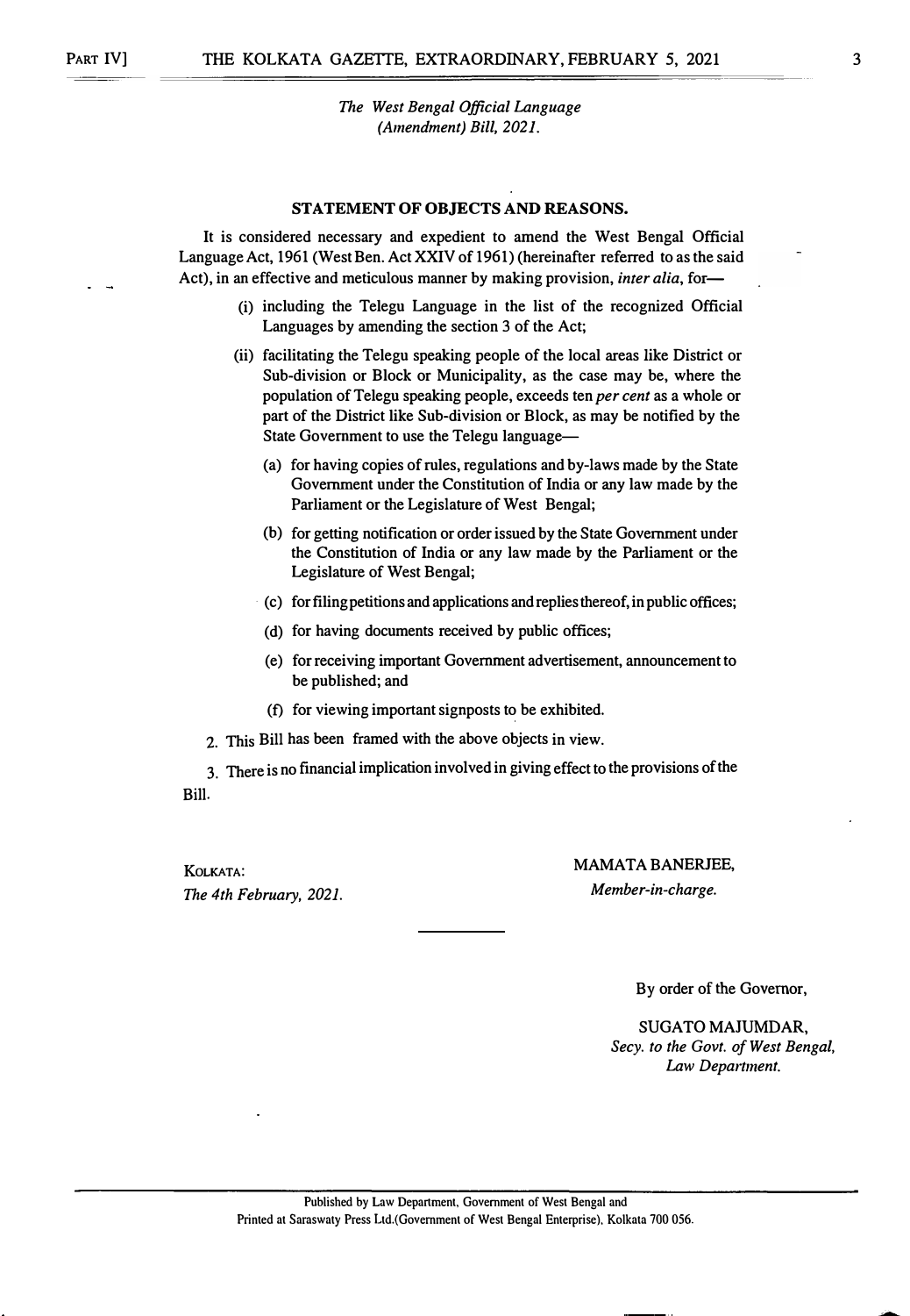*The West Bengal Official Language (Amendment) Bill, 2021.*

## STATEMENT OF OBJECTS AND REASONS.

It is considered necessary and expedient to amend the West Bengal Official Language Act, 1961 (West Ben. Act XXIV of 1961) (hereinafter referred to as the said Act), in an effective and meticulous manner by making provision, *inter alia*, for—

(i) including the Telegu Language in the list of the recognized Official Languages by amending the section 3 of the Act;

(ii) facilitating the Telegu speaking people of the local areas like District or Sub-division or Block or Municipality, as the case may be, where the population of Telegu speaking people, exceeds ten *per cent* as a whole or part of the District like Sub-division or Block, as may be notified by the State Government to use the Telegu language—

(a) for having copies of rules, regulations and by-laws made by the State Government under the Constitution of India or any law made by the Parliament or the Legislature of West Bengal;

(b) for getting notification or order issued by the State Government under the Constitution of India or any law made by the Parliament or the Legislature of West Bengal;

(c) for filing petitions and applications and replies thereof, in public offices;

(d) for having documents received by public offices;

(e) for receiving important Government advertisement, announcement to be published; and

(f) for viewing important signposts to be exhibited.

2. This Bill has been framed with the above objects in view.

3. There is no financial implication involved in giving effect to the provisions of the Bill.

KOLKATA:
*The 4th February, 2021.*

MAMATA BANERJEE,
*Member-in-charge.*

By order of the Governor,

SUGATO MAJUMDAR,
*Secy. to the Govt. of West Bengal,*
*Law Department.*

Published by Law Department, Government of West Bengal and
Printed at Saraswaty Press Ltd.(Government of West Bengal Enterprise), Kolkata 700 056.